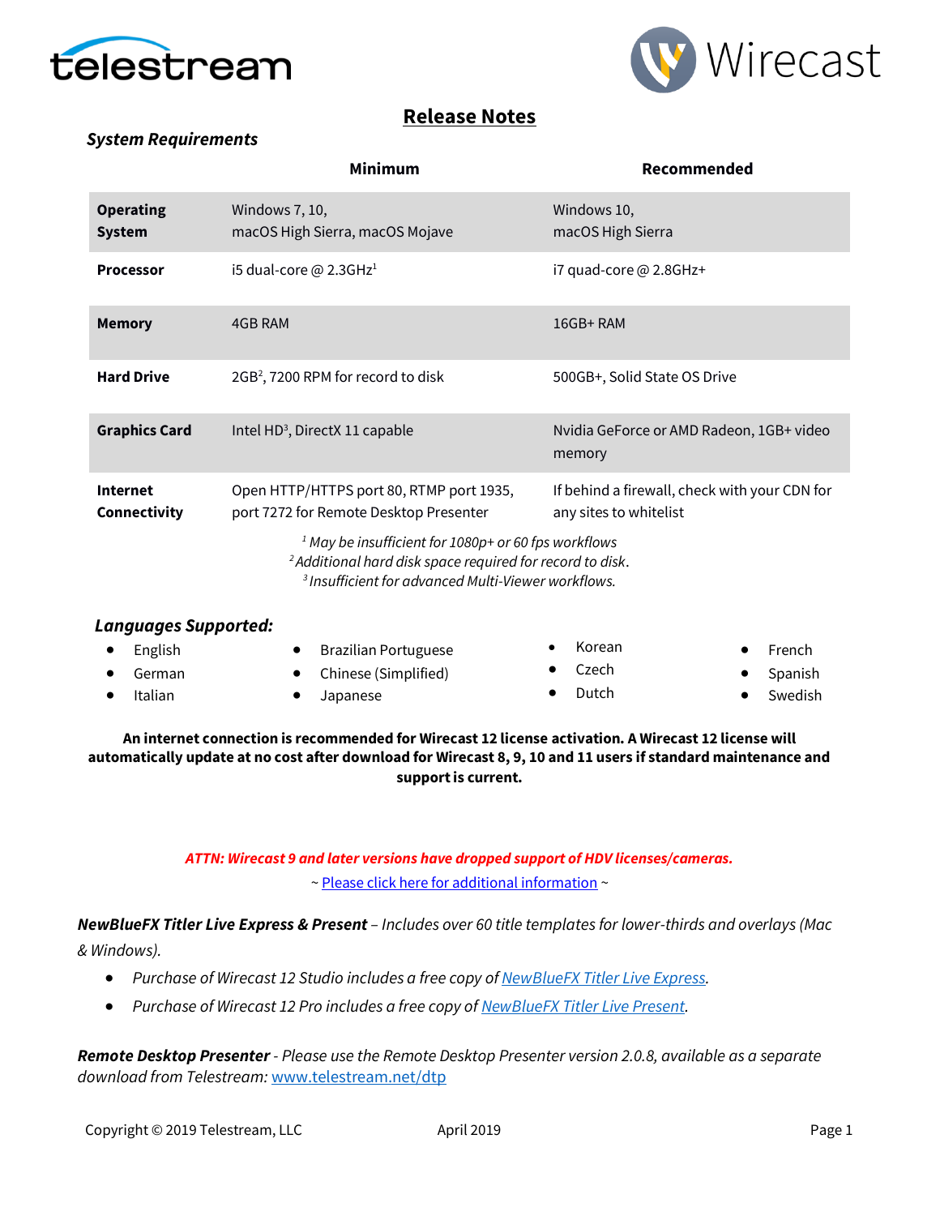# Release Notes

### *System Requirements*

| | Minimum | Recommended |
|---|---|---|
| **Operating System** | Windows 7, 10, macOS High Sierra, macOS Mojave | Windows 10, macOS High Sierra |
| **Processor** | i5 dual-core @ 2.3GHz[1] | i7 quad-core @ 2.8GHz+ |
| **Memory** | 4GB RAM | 16GB+ RAM |
| **Hard Drive** | 2GB[2], 7200 RPM for record to disk | 500GB+, Solid State OS Drive |
| **Graphics Card** | Intel HD[3], DirectX 11 capable | Nvidia GeForce or AMD Radeon, 1GB+ video memory |
| **Internet Connectivity** | Open HTTP/HTTPS port 80, RTMP port 1935, port 7272 for Remote Desktop Presenter | If behind a firewall, check with your CDN for any sites to whitelist |

*[1] May be insufficient for 1080p+ or 60 fps workflows*
*[2] Additional hard disk space required for record to disk.*
*[3] Insufficient for advanced Multi-Viewer workflows.*

### *Languages Supported:*

- English
- German
- Italian
- Brazilian Portuguese
- Chinese (Simplified)
- Japanese
- Korean
- Czech
- Dutch
- French
- Spanish
- Swedish

**An internet connection is recommended for Wirecast 12 license activation. A Wirecast 12 license will automatically update at no cost after download for Wirecast 8, 9, 10 and 11 users if standard maintenance and support is current.**

***ATTN: Wirecast 9 and later versions have dropped support of HDV licenses/cameras.***

~ Please click here for additional information ~

***NewBlueFX Titler Live Express & Present*** *– Includes over 60 title templates for lower-thirds and overlays (Mac & Windows).*

- *Purchase of Wirecast 12 Studio includes a free copy of NewBlueFX Titler Live Express.*
- *Purchase of Wirecast 12 Pro includes a free copy of NewBlueFX Titler Live Present.*

***Remote Desktop Presenter*** *- Please use the Remote Desktop Presenter version 2.0.8, available as a separate download from Telestream:* www.telestream.net/dtp

Copyright © 2019 Telestream, LLC April 2019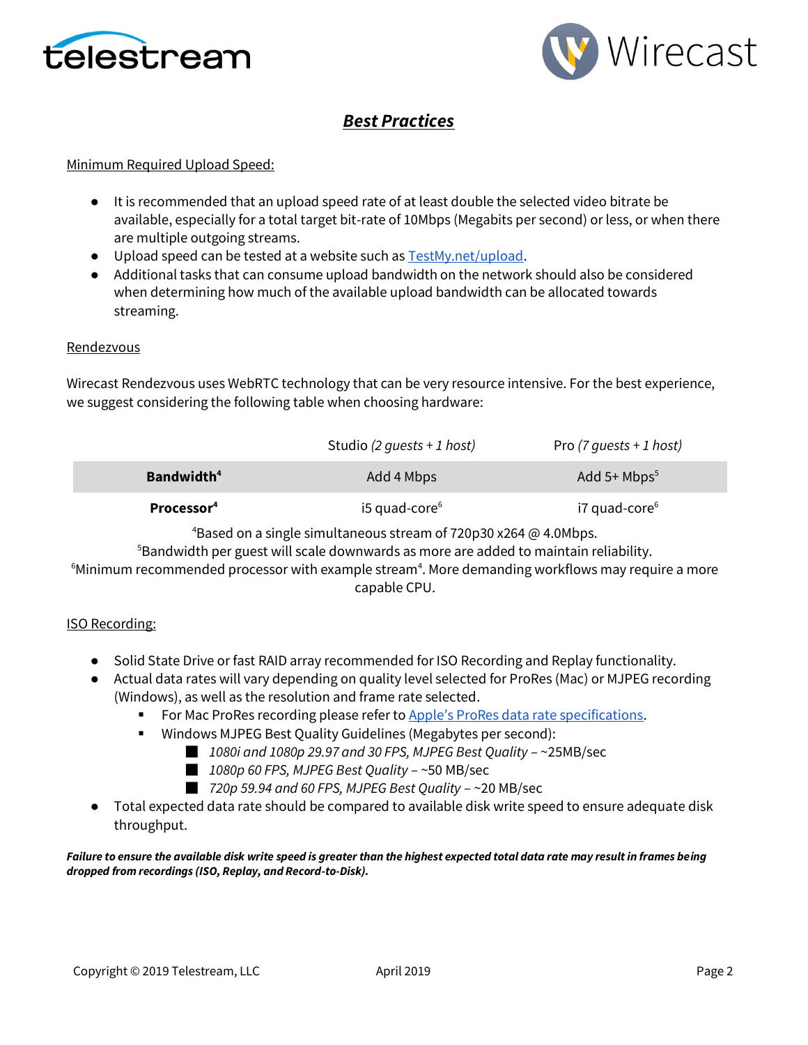## *Best Practices*

Minimum Required Upload Speed:

- It is recommended that an upload speed rate of at least double the selected video bitrate be available, especially for a total target bit-rate of 10Mbps (Megabits per second) or less, or when there are multiple outgoing streams.
- Upload speed can be tested at a website such as [TestMy.net/upload](TestMy.net/upload).
- Additional tasks that can consume upload bandwidth on the network should also be considered when determining how much of the available upload bandwidth can be allocated towards streaming.

Rendezvous

Wirecast Rendezvous uses WebRTC technology that can be very resource intensive. For the best experience, we suggest considering the following table when choosing hardware:

| | Studio *(2 guests + 1 host)* | Pro *(7 guests + 1 host)* |
|---|---|---|
| **Bandwidth**[4] | Add 4 Mbps | Add 5+ Mbps[5] |
| **Processor**[4] | i5 quad-core[6] | i7 quad-core[6] |

[4]Based on a single simultaneous stream of 720p30 x264 @ 4.0Mbps.
[5]Bandwidth per guest will scale downwards as more are added to maintain reliability.
[6]Minimum recommended processor with example stream[4]. More demanding workflows may require a more capable CPU.

ISO Recording:

- Solid State Drive or fast RAID array recommended for ISO Recording and Replay functionality.
- Actual data rates will vary depending on quality level selected for ProRes (Mac) or MJPEG recording (Windows), as well as the resolution and frame rate selected.
  - For Mac ProRes recording please refer to Apple's ProRes data rate specifications.
  - Windows MJPEG Best Quality Guidelines (Megabytes per second):
    - *1080i and 1080p 29.97 and 30 FPS, MJPEG Best Quality* – ~25MB/sec
    - *1080p 60 FPS, MJPEG Best Quality* – ~50 MB/sec
    - *720p 59.94 and 60 FPS, MJPEG Best Quality* – ~20 MB/sec
- Total expected data rate should be compared to available disk write speed to ensure adequate disk throughput.

***Failure to ensure the available disk write speed is greater than the highest expected total data rate may result in frames being dropped from recordings (ISO, Replay, and Record-to-Disk).***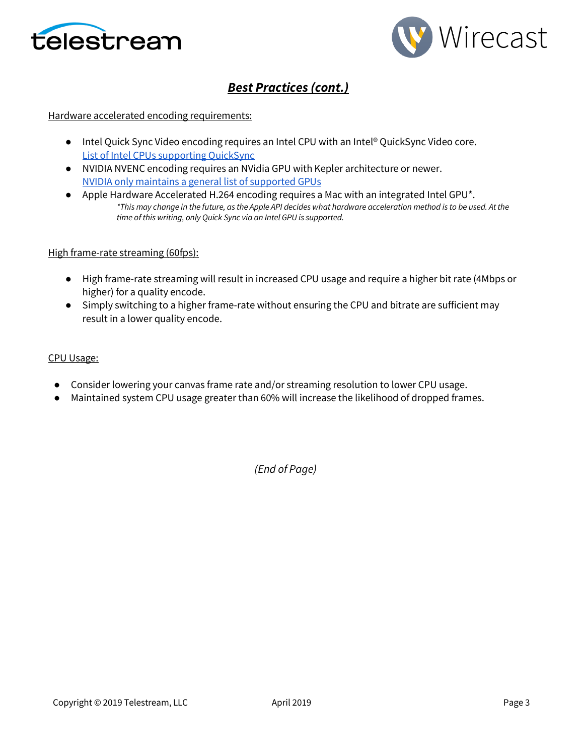## ***Best Practices (cont.)***

Hardware accelerated encoding requirements:

- Intel Quick Sync Video encoding requires an Intel CPU with an Intel® QuickSync Video core. List of Intel CPUs supporting QuickSync
- NVIDIA NVENC encoding requires an NVidia GPU with Kepler architecture or newer. NVIDIA only maintains a general list of supported GPUs
- Apple Hardware Accelerated H.264 encoding requires a Mac with an integrated Intel GPU*.
  *\*This may change in the future, as the Apple API decides what hardware acceleration method is to be used. At the time of this writing, only Quick Sync via an Intel GPU is supported.*

High frame-rate streaming (60fps):

- High frame-rate streaming will result in increased CPU usage and require a higher bit rate (4Mbps or higher) for a quality encode.
- Simply switching to a higher frame-rate without ensuring the CPU and bitrate are sufficient may result in a lower quality encode.

CPU Usage:

- Consider lowering your canvas frame rate and/or streaming resolution to lower CPU usage.
- Maintained system CPU usage greater than 60% will increase the likelihood of dropped frames.

*(End of Page)*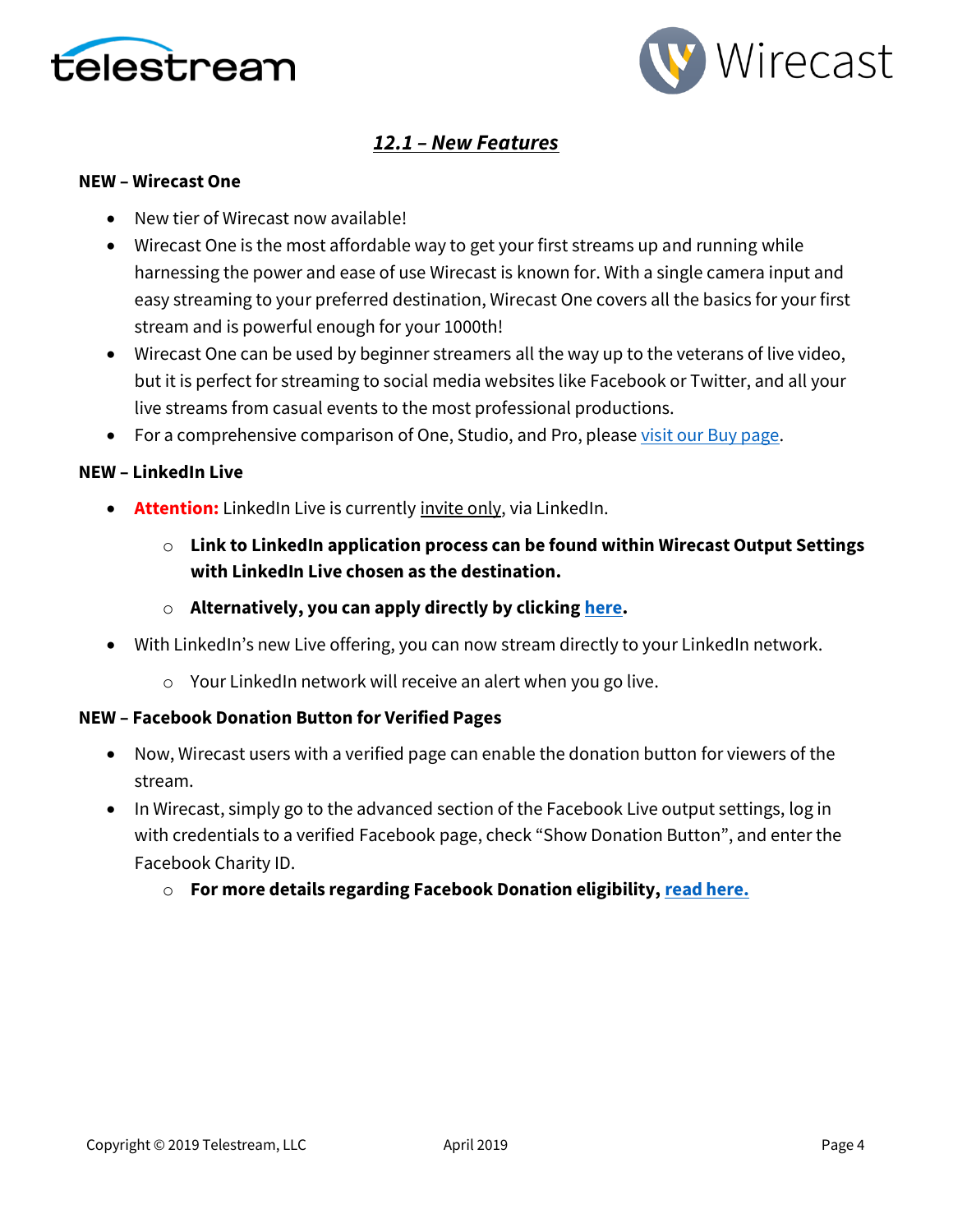## ***12.1 – New Features***

**NEW – Wirecast One**

- New tier of Wirecast now available!
- Wirecast One is the most affordable way to get your first streams up and running while harnessing the power and ease of use Wirecast is known for. With a single camera input and easy streaming to your preferred destination, Wirecast One covers all the basics for your first stream and is powerful enough for your 1000th!
- Wirecast One can be used by beginner streamers all the way up to the veterans of live video, but it is perfect for streaming to social media websites like Facebook or Twitter, and all your live streams from casual events to the most professional productions.
- For a comprehensive comparison of One, Studio, and Pro, please visit our Buy page.

**NEW – LinkedIn Live**

- **Attention:** LinkedIn Live is currently invite only, via LinkedIn.
    - **Link to LinkedIn application process can be found within Wirecast Output Settings with LinkedIn Live chosen as the destination.**
    - **Alternatively, you can apply directly by clicking here.**
- With LinkedIn's new Live offering, you can now stream directly to your LinkedIn network.
    - Your LinkedIn network will receive an alert when you go live.

**NEW – Facebook Donation Button for Verified Pages**

- Now, Wirecast users with a verified page can enable the donation button for viewers of the stream.
- In Wirecast, simply go to the advanced section of the Facebook Live output settings, log in with credentials to a verified Facebook page, check "Show Donation Button", and enter the Facebook Charity ID.
    - **For more details regarding Facebook Donation eligibility, read here.**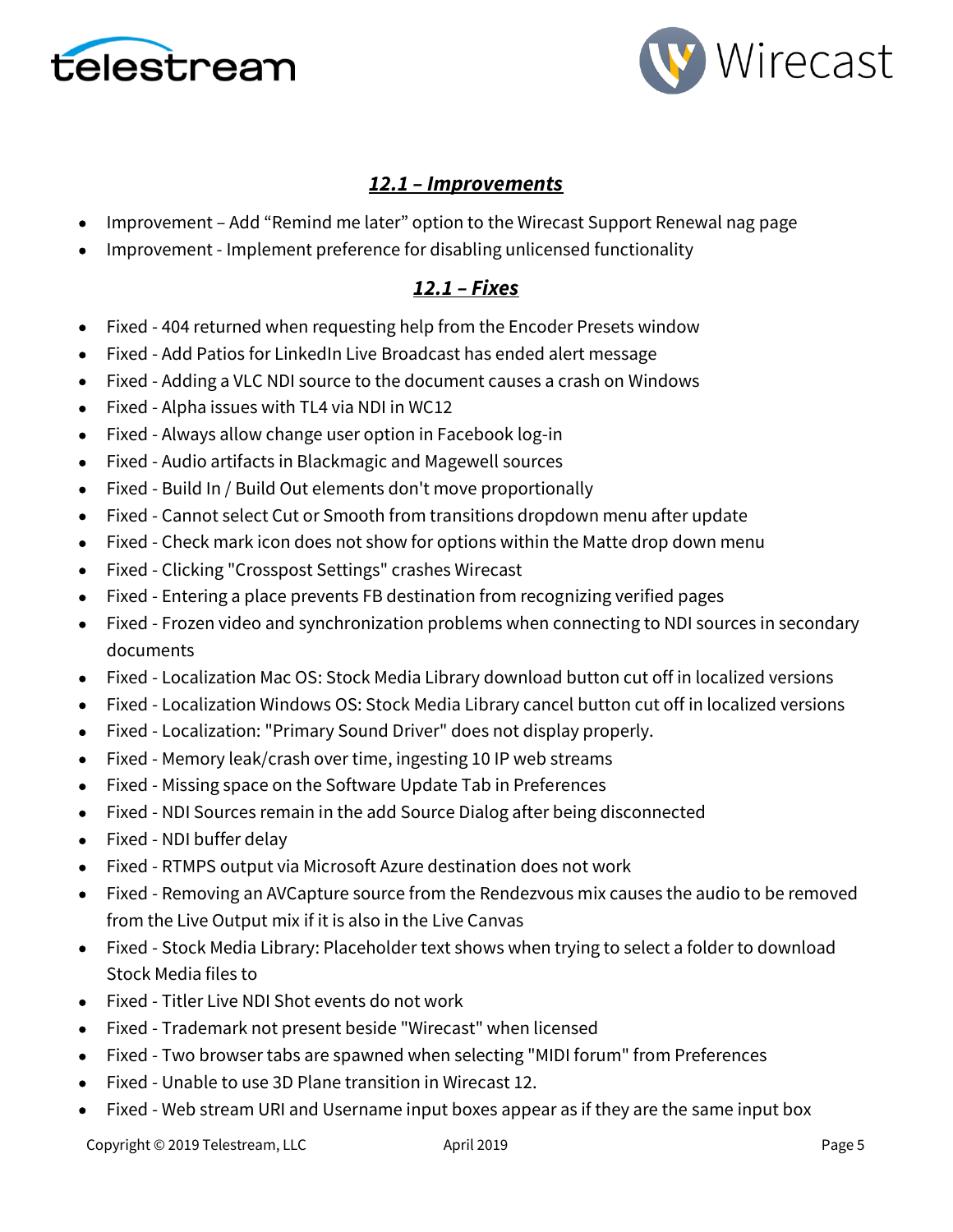## ***12.1 – Improvements***

- Improvement – Add "Remind me later" option to the Wirecast Support Renewal nag page
- Improvement - Implement preference for disabling unlicensed functionality

## ***12.1 – Fixes***

- Fixed - 404 returned when requesting help from the Encoder Presets window
- Fixed - Add Patios for LinkedIn Live Broadcast has ended alert message
- Fixed - Adding a VLC NDI source to the document causes a crash on Windows
- Fixed - Alpha issues with TL4 via NDI in WC12
- Fixed - Always allow change user option in Facebook log-in
- Fixed - Audio artifacts in Blackmagic and Magewell sources
- Fixed - Build In / Build Out elements don't move proportionally
- Fixed - Cannot select Cut or Smooth from transitions dropdown menu after update
- Fixed - Check mark icon does not show for options within the Matte drop down menu
- Fixed - Clicking "Crosspost Settings" crashes Wirecast
- Fixed - Entering a place prevents FB destination from recognizing verified pages
- Fixed - Frozen video and synchronization problems when connecting to NDI sources in secondary documents
- Fixed - Localization Mac OS: Stock Media Library download button cut off in localized versions
- Fixed - Localization Windows OS: Stock Media Library cancel button cut off in localized versions
- Fixed - Localization: "Primary Sound Driver" does not display properly.
- Fixed - Memory leak/crash over time, ingesting 10 IP web streams
- Fixed - Missing space on the Software Update Tab in Preferences
- Fixed - NDI Sources remain in the add Source Dialog after being disconnected
- Fixed - NDI buffer delay
- Fixed - RTMPS output via Microsoft Azure destination does not work
- Fixed - Removing an AVCapture source from the Rendezvous mix causes the audio to be removed from the Live Output mix if it is also in the Live Canvas
- Fixed - Stock Media Library: Placeholder text shows when trying to select a folder to download Stock Media files to
- Fixed - Titler Live NDI Shot events do not work
- Fixed - Trademark not present beside "Wirecast" when licensed
- Fixed - Two browser tabs are spawned when selecting "MIDI forum" from Preferences
- Fixed - Unable to use 3D Plane transition in Wirecast 12.
- Fixed - Web stream URI and Username input boxes appear as if they are the same input box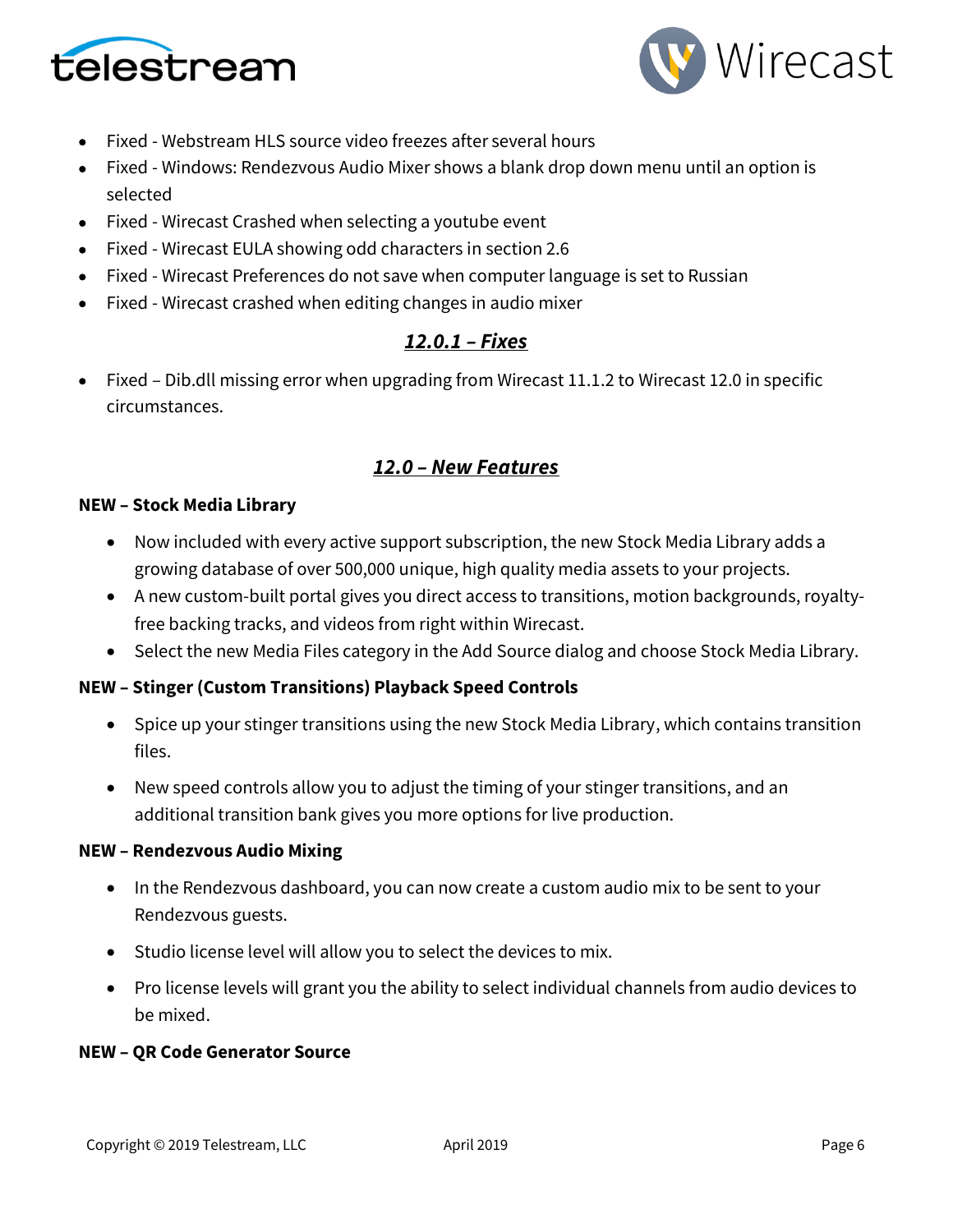- Fixed - Webstream HLS source video freezes after several hours
- Fixed - Windows: Rendezvous Audio Mixer shows a blank drop down menu until an option is selected
- Fixed - Wirecast Crashed when selecting a youtube event
- Fixed - Wirecast EULA showing odd characters in section 2.6
- Fixed - Wirecast Preferences do not save when computer language is set to Russian
- Fixed - Wirecast crashed when editing changes in audio mixer

## ***12.0.1 – Fixes***

- Fixed – Dib.dll missing error when upgrading from Wirecast 11.1.2 to Wirecast 12.0 in specific circumstances.

## ***12.0 – New Features***

**NEW – Stock Media Library**

- Now included with every active support subscription, the new Stock Media Library adds a growing database of over 500,000 unique, high quality media assets to your projects.
- A new custom-built portal gives you direct access to transitions, motion backgrounds, royalty-free backing tracks, and videos from right within Wirecast.
- Select the new Media Files category in the Add Source dialog and choose Stock Media Library.

**NEW – Stinger (Custom Transitions) Playback Speed Controls**

- Spice up your stinger transitions using the new Stock Media Library, which contains transition files.
- New speed controls allow you to adjust the timing of your stinger transitions, and an additional transition bank gives you more options for live production.

**NEW – Rendezvous Audio Mixing**

- In the Rendezvous dashboard, you can now create a custom audio mix to be sent to your Rendezvous guests.
- Studio license level will allow you to select the devices to mix.
- Pro license levels will grant you the ability to select individual channels from audio devices to be mixed.

**NEW – QR Code Generator Source**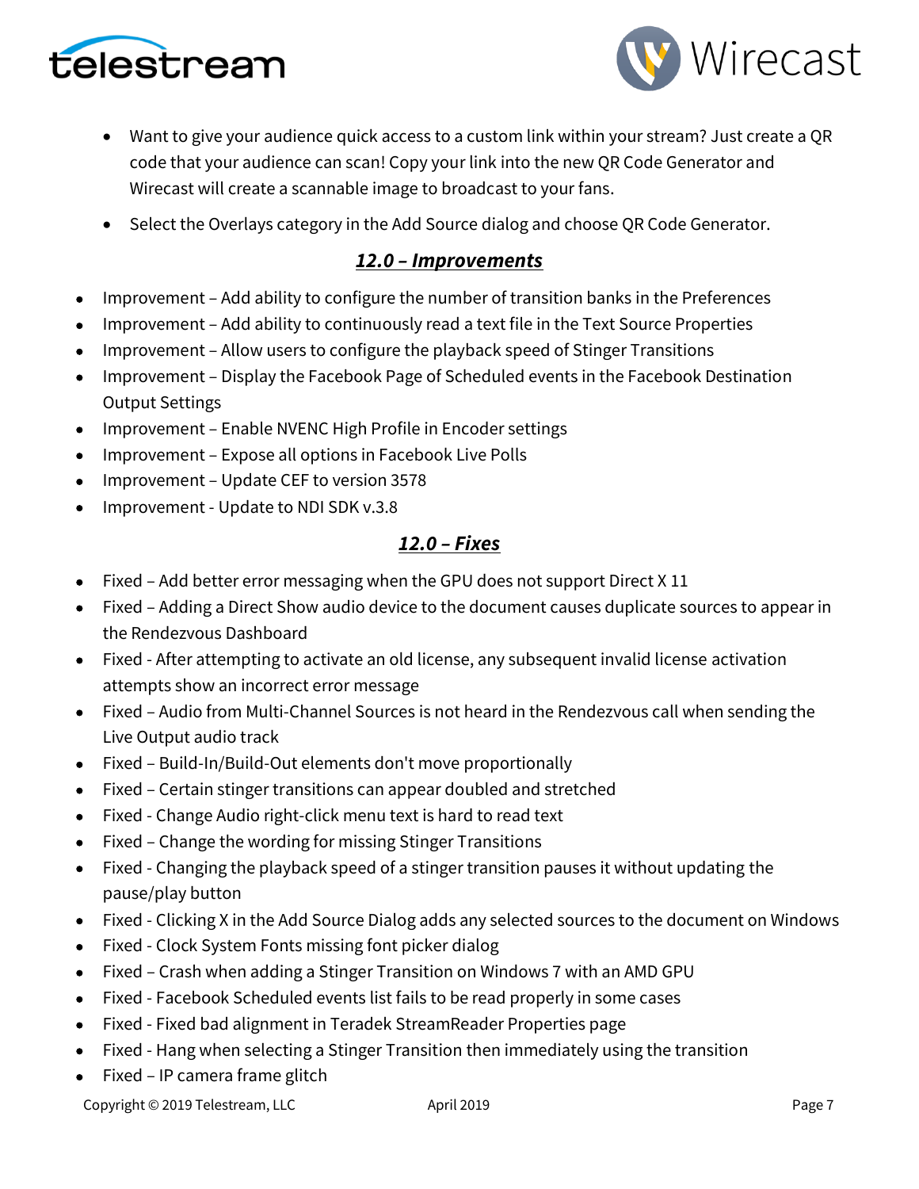- Want to give your audience quick access to a custom link within your stream? Just create a QR code that your audience can scan! Copy your link into the new QR Code Generator and Wirecast will create a scannable image to broadcast to your fans.
- Select the Overlays category in the Add Source dialog and choose QR Code Generator.

## ***12.0 – Improvements***

- Improvement – Add ability to configure the number of transition banks in the Preferences
- Improvement – Add ability to continuously read a text file in the Text Source Properties
- Improvement – Allow users to configure the playback speed of Stinger Transitions
- Improvement – Display the Facebook Page of Scheduled events in the Facebook Destination Output Settings
- Improvement – Enable NVENC High Profile in Encoder settings
- Improvement – Expose all options in Facebook Live Polls
- Improvement – Update CEF to version 3578
- Improvement - Update to NDI SDK v.3.8

## ***12.0 – Fixes***

- Fixed – Add better error messaging when the GPU does not support Direct X 11
- Fixed – Adding a Direct Show audio device to the document causes duplicate sources to appear in the Rendezvous Dashboard
- Fixed - After attempting to activate an old license, any subsequent invalid license activation attempts show an incorrect error message
- Fixed – Audio from Multi-Channel Sources is not heard in the Rendezvous call when sending the Live Output audio track
- Fixed – Build-In/Build-Out elements don't move proportionally
- Fixed – Certain stinger transitions can appear doubled and stretched
- Fixed - Change Audio right-click menu text is hard to read text
- Fixed – Change the wording for missing Stinger Transitions
- Fixed - Changing the playback speed of a stinger transition pauses it without updating the pause/play button
- Fixed - Clicking X in the Add Source Dialog adds any selected sources to the document on Windows
- Fixed - Clock System Fonts missing font picker dialog
- Fixed – Crash when adding a Stinger Transition on Windows 7 with an AMD GPU
- Fixed - Facebook Scheduled events list fails to be read properly in some cases
- Fixed - Fixed bad alignment in Teradek StreamReader Properties page
- Fixed - Hang when selecting a Stinger Transition then immediately using the transition
- Fixed – IP camera frame glitch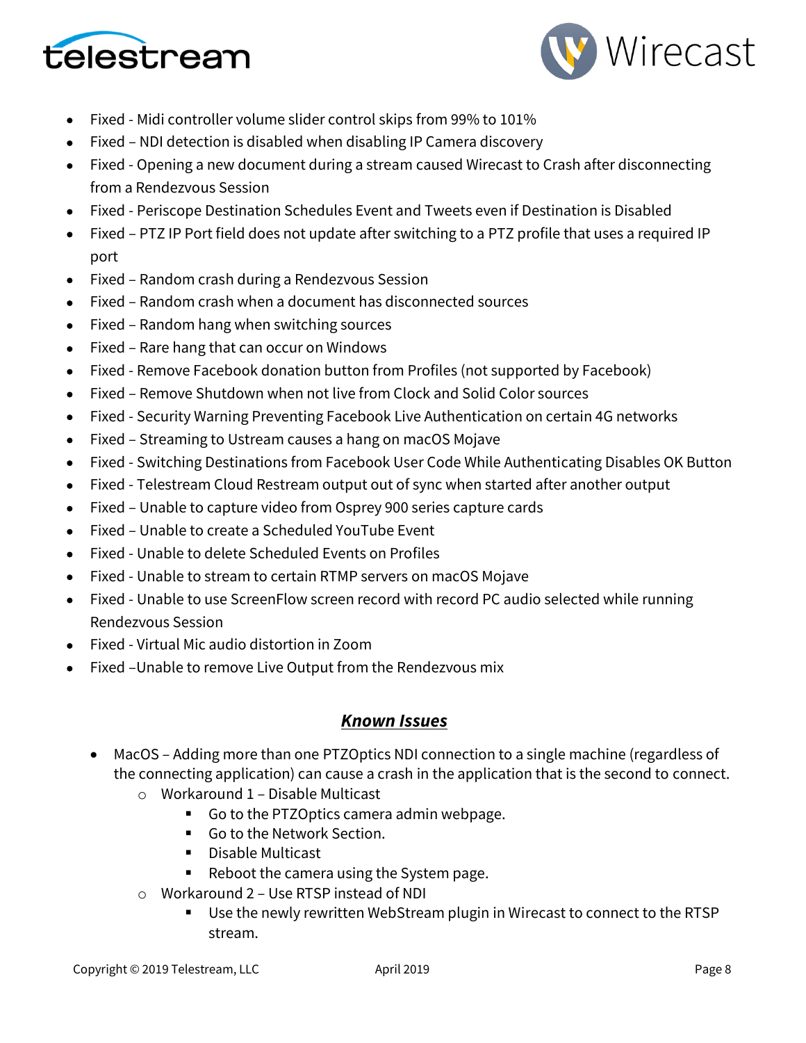- Fixed - Midi controller volume slider control skips from 99% to 101%
- Fixed – NDI detection is disabled when disabling IP Camera discovery
- Fixed - Opening a new document during a stream caused Wirecast to Crash after disconnecting from a Rendezvous Session
- Fixed - Periscope Destination Schedules Event and Tweets even if Destination is Disabled
- Fixed – PTZ IP Port field does not update after switching to a PTZ profile that uses a required IP port
- Fixed – Random crash during a Rendezvous Session
- Fixed – Random crash when a document has disconnected sources
- Fixed – Random hang when switching sources
- Fixed – Rare hang that can occur on Windows
- Fixed - Remove Facebook donation button from Profiles (not supported by Facebook)
- Fixed – Remove Shutdown when not live from Clock and Solid Color sources
- Fixed - Security Warning Preventing Facebook Live Authentication on certain 4G networks
- Fixed – Streaming to Ustream causes a hang on macOS Mojave
- Fixed - Switching Destinations from Facebook User Code While Authenticating Disables OK Button
- Fixed - Telestream Cloud Restream output out of sync when started after another output
- Fixed – Unable to capture video from Osprey 900 series capture cards
- Fixed – Unable to create a Scheduled YouTube Event
- Fixed - Unable to delete Scheduled Events on Profiles
- Fixed - Unable to stream to certain RTMP servers on macOS Mojave
- Fixed - Unable to use ScreenFlow screen record with record PC audio selected while running Rendezvous Session
- Fixed - Virtual Mic audio distortion in Zoom
- Fixed –Unable to remove Live Output from the Rendezvous mix

## ***Known Issues***

- MacOS – Adding more than one PTZOptics NDI connection to a single machine (regardless of the connecting application) can cause a crash in the application that is the second to connect.
  - Workaround 1 – Disable Multicast
    - Go to the PTZOptics camera admin webpage.
    - Go to the Network Section.
    - Disable Multicast
    - Reboot the camera using the System page.
  - Workaround 2 – Use RTSP instead of NDI
    - Use the newly rewritten WebStream plugin in Wirecast to connect to the RTSP stream.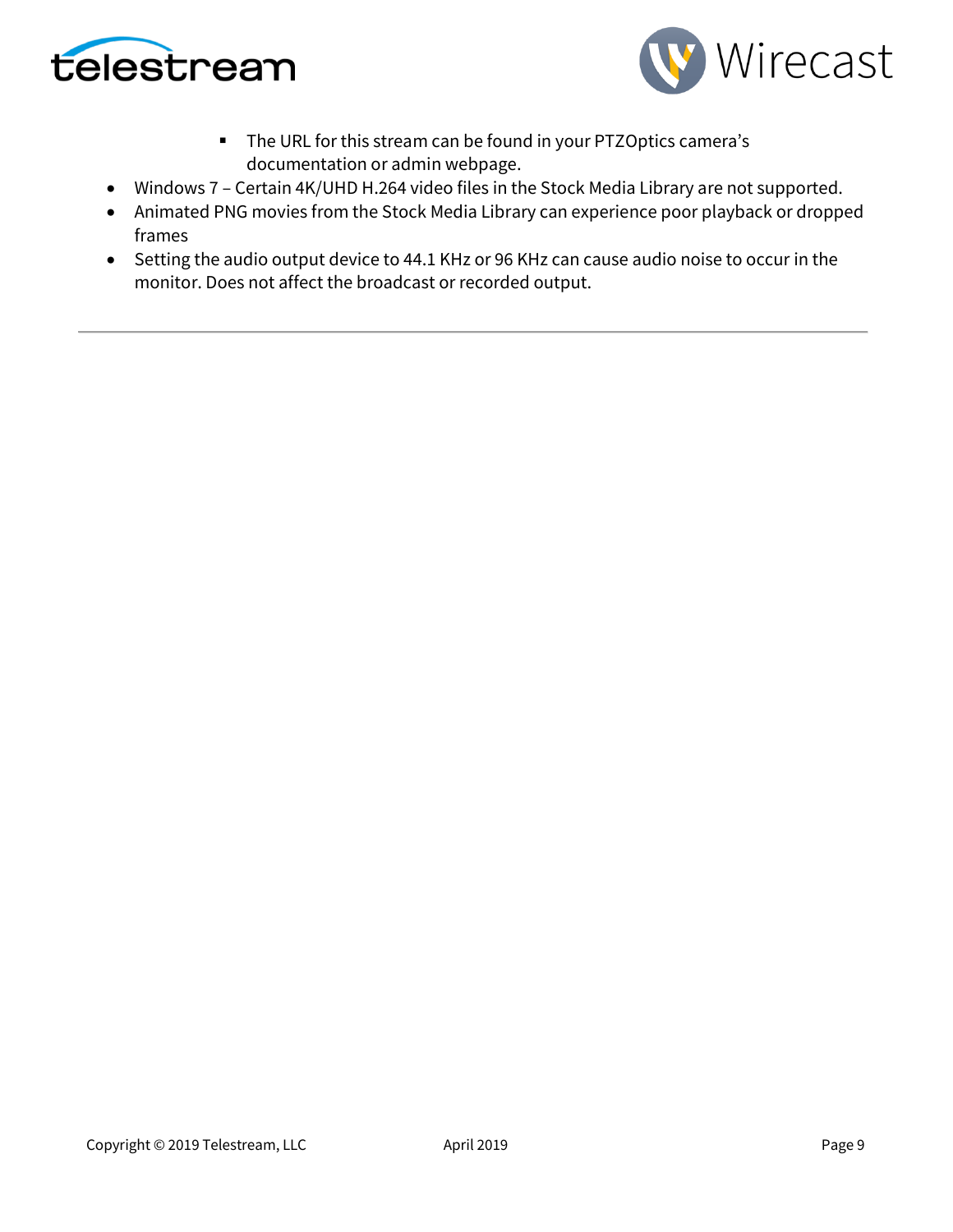- The URL for this stream can be found in your PTZOptics camera's documentation or admin webpage.
- Windows 7 – Certain 4K/UHD H.264 video files in the Stock Media Library are not supported.
- Animated PNG movies from the Stock Media Library can experience poor playback or dropped frames
- Setting the audio output device to 44.1 KHz or 96 KHz can cause audio noise to occur in the monitor. Does not affect the broadcast or recorded output.

---